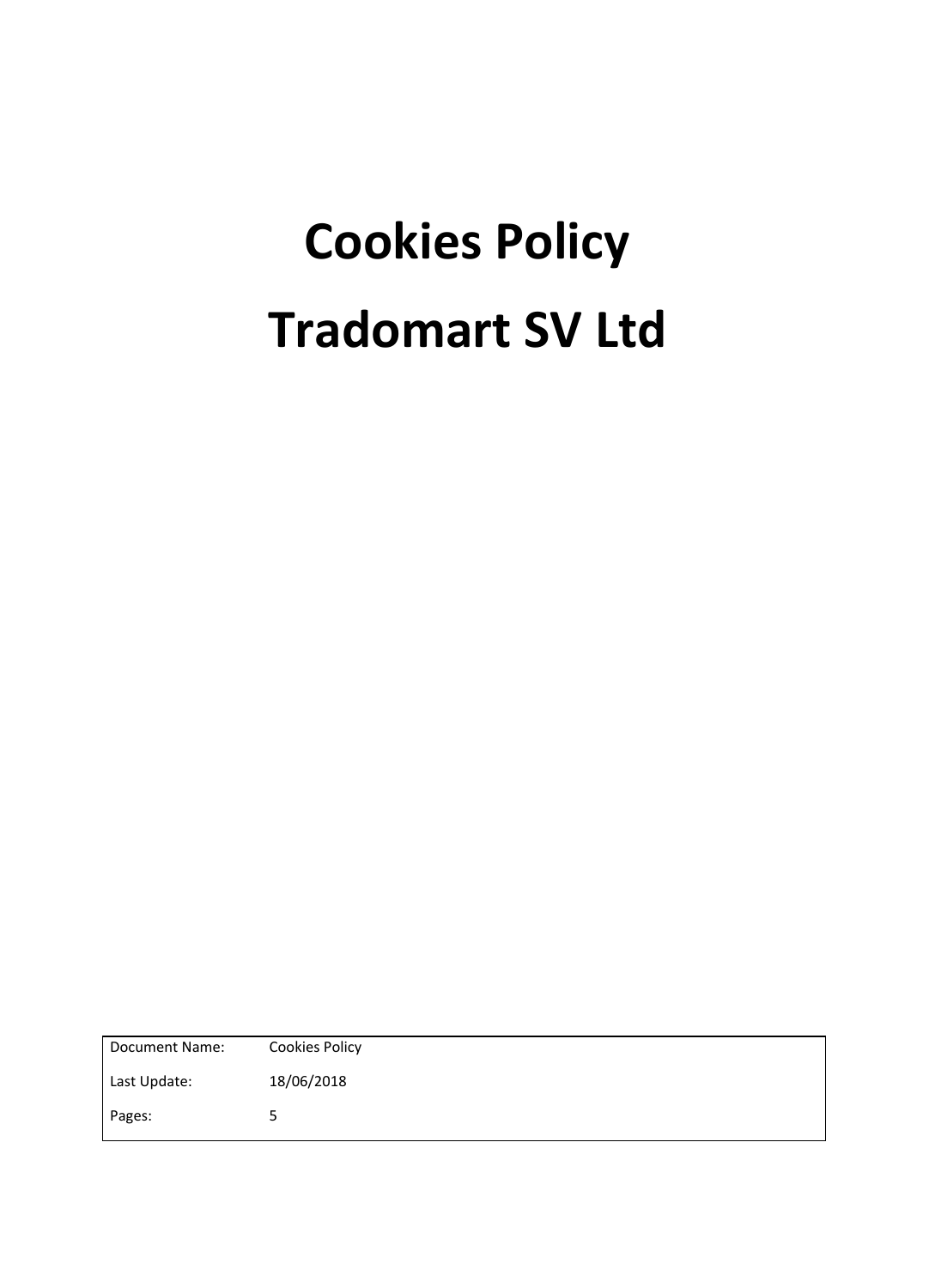# Cookies Policy

# Tradomart SV Ltd

| Document Name: | Cookies Policy |
| --- | --- |
| Last Update: | 18/06/2018 |
| Pages: | 5 |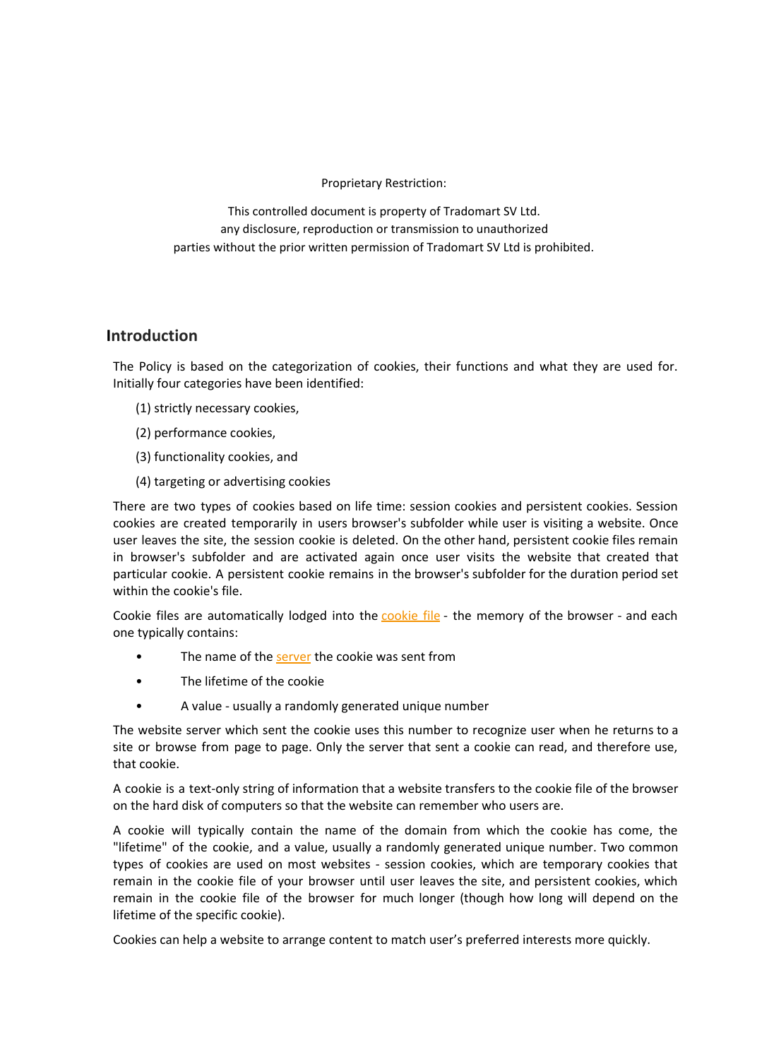Proprietary Restriction:

This controlled document is property of Tradomart SV Ltd.
any disclosure, reproduction or transmission to unauthorized
parties without the prior written permission of Tradomart SV Ltd is prohibited.

## Introduction

The Policy is based on the categorization of cookies, their functions and what they are used for. Initially four categories have been identified:

(1) strictly necessary cookies,

(2) performance cookies,

(3) functionality cookies, and

(4) targeting or advertising cookies

There are two types of cookies based on life time: session cookies and persistent cookies. Session cookies are created temporarily in users browser's subfolder while user is visiting a website. Once user leaves the site, the session cookie is deleted. On the other hand, persistent cookie files remain in browser's subfolder and are activated again once user visits the website that created that particular cookie. A persistent cookie remains in the browser's subfolder for the duration period set within the cookie's file.

Cookie files are automatically lodged into the cookie file - the memory of the browser - and each one typically contains:

- The name of the server the cookie was sent from
- The lifetime of the cookie
- A value - usually a randomly generated unique number

The website server which sent the cookie uses this number to recognize user when he returns to a site or browse from page to page. Only the server that sent a cookie can read, and therefore use, that cookie.

A cookie is a text-only string of information that a website transfers to the cookie file of the browser on the hard disk of computers so that the website can remember who users are.

A cookie will typically contain the name of the domain from which the cookie has come, the "lifetime" of the cookie, and a value, usually a randomly generated unique number. Two common types of cookies are used on most websites - session cookies, which are temporary cookies that remain in the cookie file of your browser until user leaves the site, and persistent cookies, which remain in the cookie file of the browser for much longer (though how long will depend on the lifetime of the specific cookie).

Cookies can help a website to arrange content to match user's preferred interests more quickly.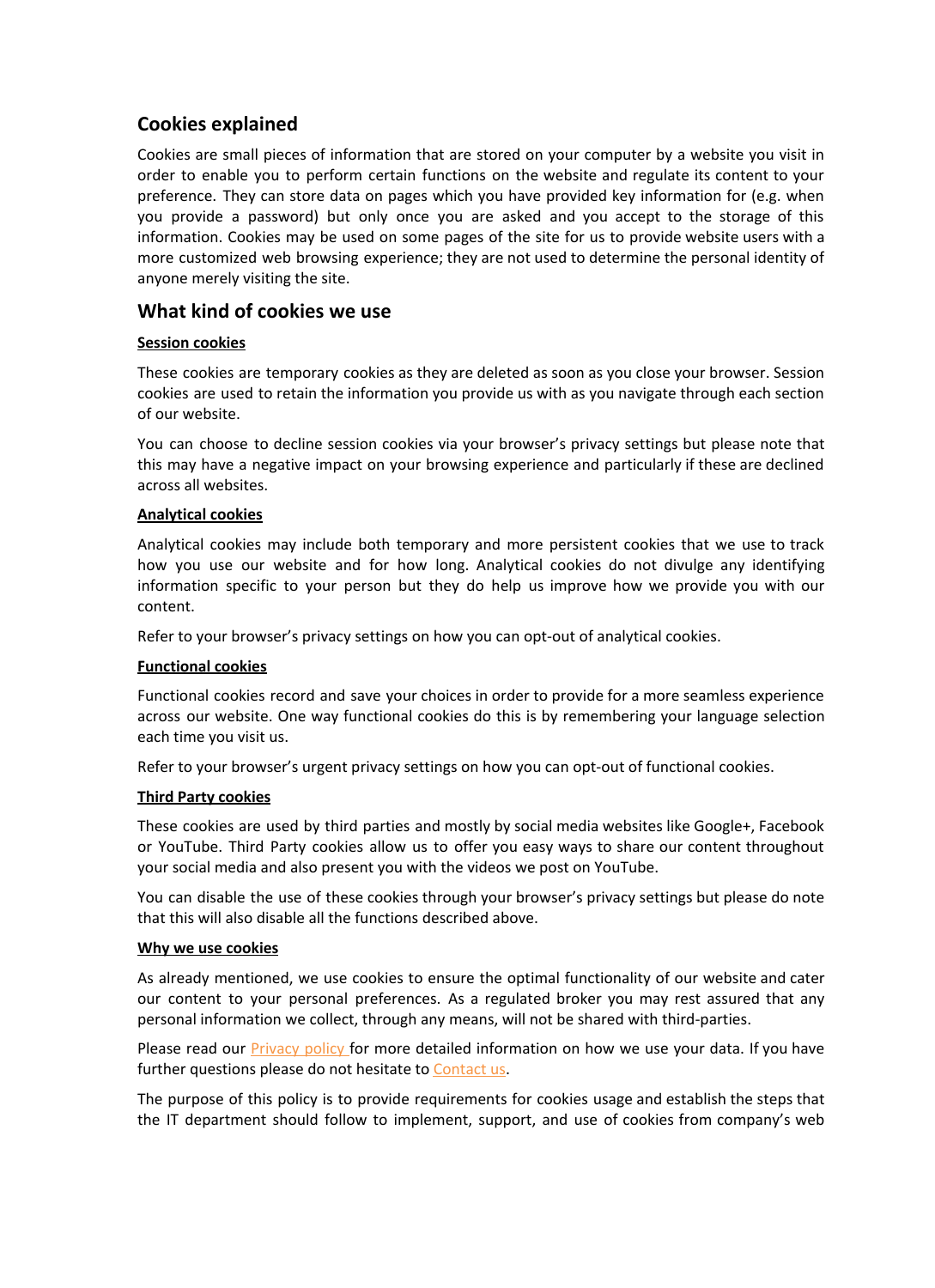## Cookies explained

Cookies are small pieces of information that are stored on your computer by a website you visit in order to enable you to perform certain functions on the website and regulate its content to your preference. They can store data on pages which you have provided key information for (e.g. when you provide a password) but only once you are asked and you accept to the storage of this information. Cookies may be used on some pages of the site for us to provide website users with a more customized web browsing experience; they are not used to determine the personal identity of anyone merely visiting the site.

## What kind of cookies we use

**Session cookies**

These cookies are temporary cookies as they are deleted as soon as you close your browser. Session cookies are used to retain the information you provide us with as you navigate through each section of our website.

You can choose to decline session cookies via your browser's privacy settings but please note that this may have a negative impact on your browsing experience and particularly if these are declined across all websites.

**Analytical cookies**

Analytical cookies may include both temporary and more persistent cookies that we use to track how you use our website and for how long. Analytical cookies do not divulge any identifying information specific to your person but they do help us improve how we provide you with our content.

Refer to your browser's privacy settings on how you can opt-out of analytical cookies.

**Functional cookies**

Functional cookies record and save your choices in order to provide for a more seamless experience across our website. One way functional cookies do this is by remembering your language selection each time you visit us.

Refer to your browser's urgent privacy settings on how you can opt-out of functional cookies.

**Third Party cookies**

These cookies are used by third parties and mostly by social media websites like Google+, Facebook or YouTube. Third Party cookies allow us to offer you easy ways to share our content throughout your social media and also present you with the videos we post on YouTube.

You can disable the use of these cookies through your browser's privacy settings but please do note that this will also disable all the functions described above.

**Why we use cookies**

As already mentioned, we use cookies to ensure the optimal functionality of our website and cater our content to your personal preferences. As a regulated broker you may rest assured that any personal information we collect, through any means, will not be shared with third-parties.

Please read our Privacy policy for more detailed information on how we use your data. If you have further questions please do not hesitate to Contact us.

The purpose of this policy is to provide requirements for cookies usage and establish the steps that the IT department should follow to implement, support, and use of cookies from company's web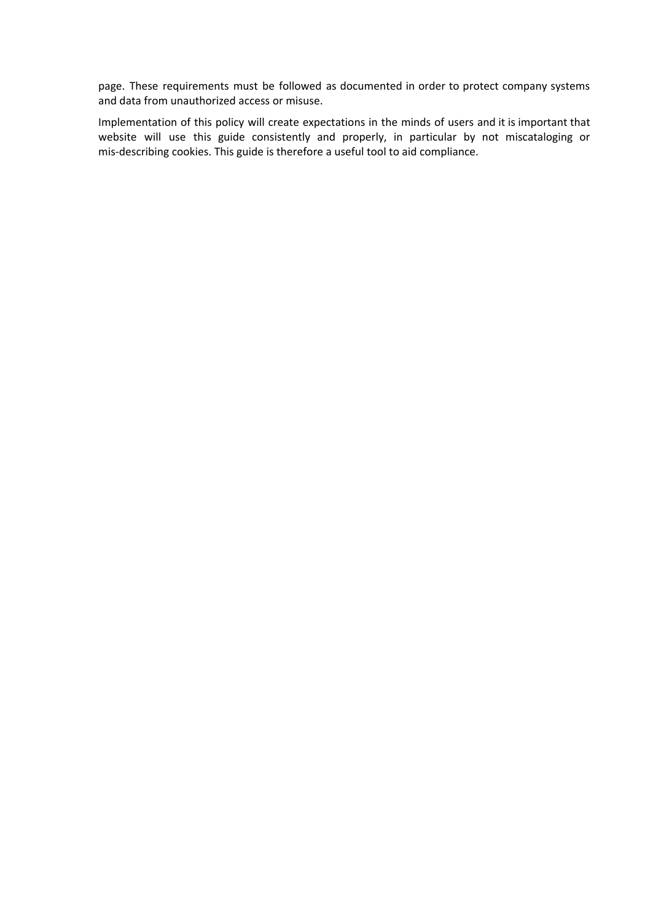page. These requirements must be followed as documented in order to protect company systems and data from unauthorized access or misuse.

Implementation of this policy will create expectations in the minds of users and it is important that website will use this guide consistently and properly, in particular by not miscataloging or mis-describing cookies. This guide is therefore a useful tool to aid compliance.